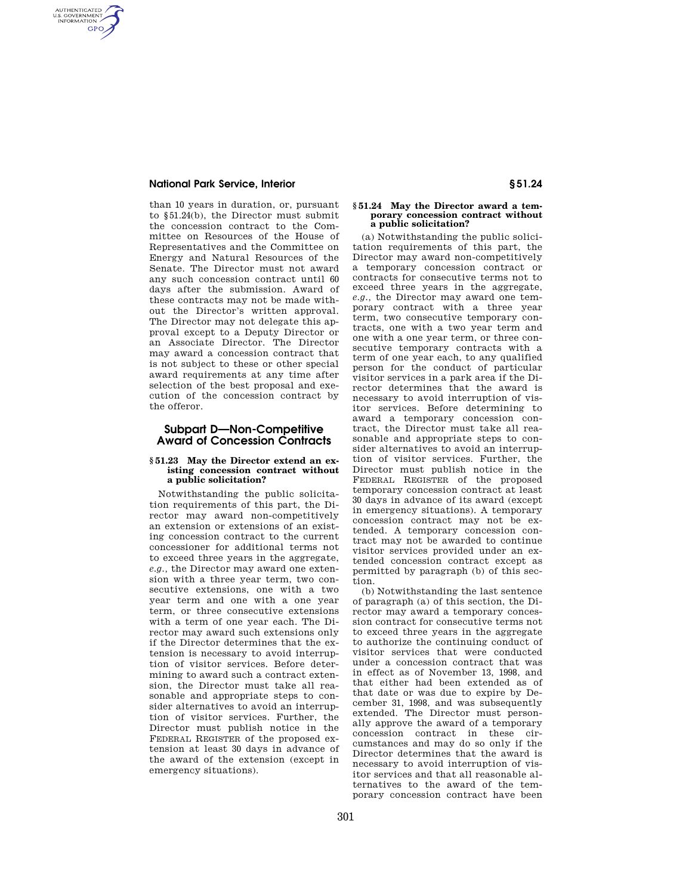than 10 years in duration, or, pursuant to §51.24(b), the Director must submit the concession contract to the Committee on Resources of the House of Representatives and the Committee on Energy and Natural Resources of the Senate. The Director must not award any such concession contract until 60 days after the submission. Award of these contracts may not be made without the Director's written approval. The Director may not delegate this approval except to a Deputy Director or an Associate Director. The Director may award a concession contract that is not subject to these or other special award requirements at any time after selection of the best proposal and execution of the concession contract by the offeror.

## Subpart D—Non-Competitive Award of Concession Contracts

### §51.23 May the Director extend an existing concession contract without a public solicitation?

Notwithstanding the public solicitation requirements of this part, the Director may award non-competitively an extension or extensions of an existing concession contract to the current concessioner for additional terms not to exceed three years in the aggregate, *e.g.*, the Director may award one extension with a three year term, two consecutive extensions, one with a two year term and one with a one year term, or three consecutive extensions with a term of one year each. The Director may award such extensions only if the Director determines that the extension is necessary to avoid interruption of visitor services. Before determining to award such a contract extension, the Director must take all reasonable and appropriate steps to consider alternatives to avoid an interruption of visitor services. Further, the Director must publish notice in the FEDERAL REGISTER of the proposed extension at least 30 days in advance of the award of the extension (except in emergency situations).

### §51.24 May the Director award a temporary concession contract without a public solicitation?

(a) Notwithstanding the public solicitation requirements of this part, the Director may award non-competitively a temporary concession contract or contracts for consecutive terms not to exceed three years in the aggregate, *e.g.*, the Director may award one temporary contract with a three year term, two consecutive temporary contracts, one with a two year term and one with a one year term, or three consecutive temporary contracts with a term of one year each, to any qualified person for the conduct of particular visitor services in a park area if the Director determines that the award is necessary to avoid interruption of visitor services. Before determining to award a temporary concession contract, the Director must take all reasonable and appropriate steps to consider alternatives to avoid an interruption of visitor services. Further, the Director must publish notice in the FEDERAL REGISTER of the proposed temporary concession contract at least 30 days in advance of its award (except in emergency situations). A temporary concession contract may not be extended. A temporary concession contract may not be awarded to continue visitor services provided under an extended concession contract except as permitted by paragraph (b) of this section.

(b) Notwithstanding the last sentence of paragraph (a) of this section, the Director may award a temporary concession contract for consecutive terms not to exceed three years in the aggregate to authorize the continuing conduct of visitor services that were conducted under a concession contract that was in effect as of November 13, 1998, and that either had been extended as of that date or was due to expire by December 31, 1998, and was subsequently extended. The Director must personally approve the award of a temporary concession contract in these circumstances and may do so only if the Director determines that the award is necessary to avoid interruption of visitor services and that all reasonable alternatives to the award of the temporary concession contract have been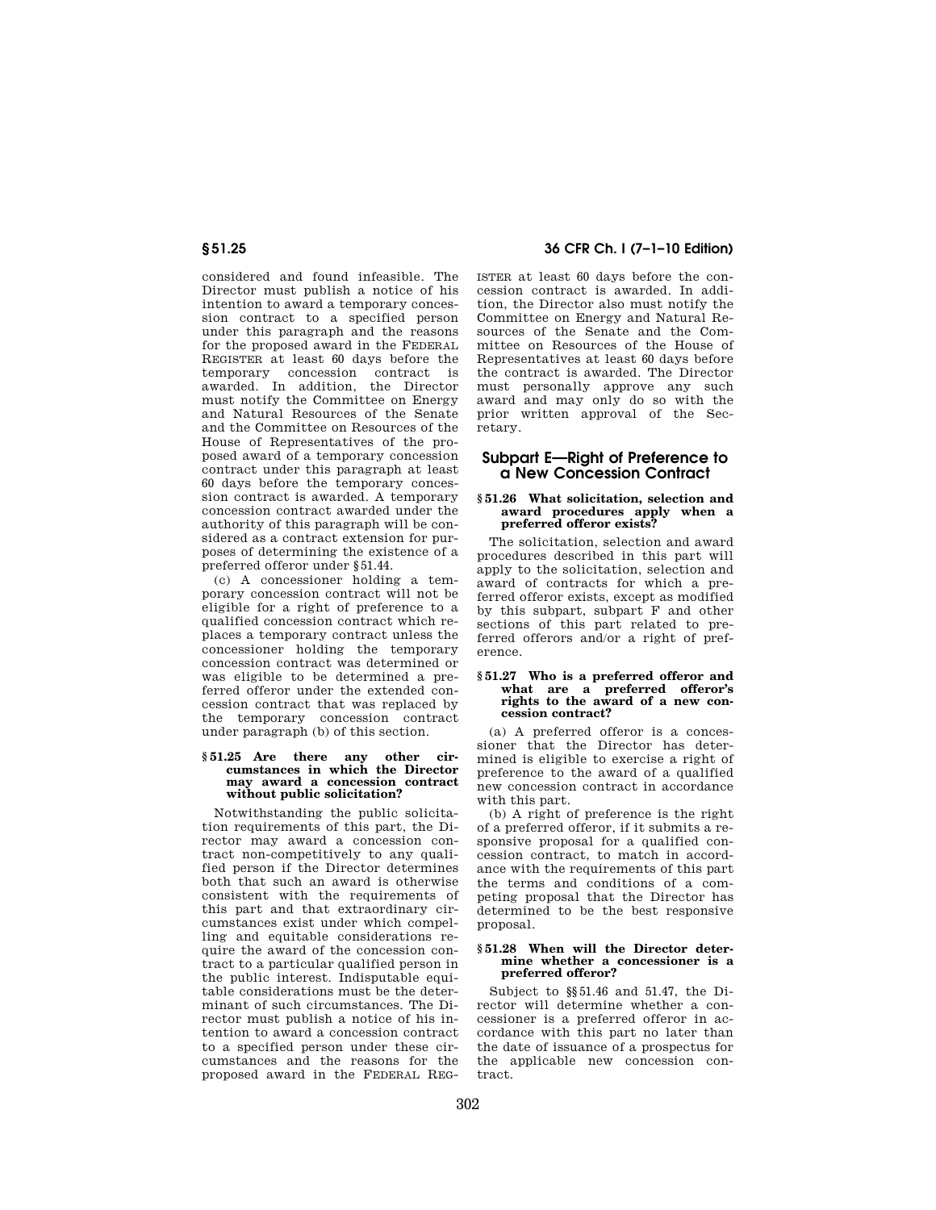considered and found infeasible. The Director must publish a notice of his intention to award a temporary concession contract to a specified person under this paragraph and the reasons for the proposed award in the FEDERAL REGISTER at least 60 days before the temporary concession contract is awarded. In addition, the Director must notify the Committee on Energy and Natural Resources of the Senate and the Committee on Resources of the House of Representatives of the proposed award of a temporary concession contract under this paragraph at least 60 days before the temporary concession contract is awarded. A temporary concession contract awarded under the authority of this paragraph will be considered as a contract extension for purposes of determining the existence of a preferred offeror under §51.44.

(c) A concessioner holding a temporary concession contract will not be eligible for a right of preference to a qualified concession contract which replaces a temporary contract unless the concessioner holding the temporary concession contract was determined or was eligible to be determined a preferred offeror under the extended concession contract that was replaced by the temporary concession contract under paragraph (b) of this section.

#### § 51.25 Are there any other circumstances in which the Director may award a concession contract without public solicitation?

Notwithstanding the public solicitation requirements of this part, the Director may award a concession contract non-competitively to any qualified person if the Director determines both that such an award is otherwise consistent with the requirements of this part and that extraordinary circumstances exist under which compelling and equitable considerations require the award of the concession contract to a particular qualified person in the public interest. Indisputable equitable considerations must be the determinant of such circumstances. The Director must publish a notice of his intention to award a concession contract to a specified person under these circumstances and the reasons for the proposed award in the FEDERAL REGISTER at least 60 days before the concession contract is awarded. In addition, the Director also must notify the Committee on Energy and Natural Resources of the Senate and the Committee on Resources of the House of Representatives at least 60 days before the contract is awarded. The Director must personally approve any such award and may only do so with the prior written approval of the Secretary.

## Subpart E—Right of Preference to a New Concession Contract

#### § 51.26 What solicitation, selection and award procedures apply when a preferred offeror exists?

The solicitation, selection and award procedures described in this part will apply to the solicitation, selection and award of contracts for which a preferred offeror exists, except as modified by this subpart, subpart F and other sections of this part related to preferred offerors and/or a right of preference.

#### § 51.27 Who is a preferred offeror and what are a preferred offeror's rights to the award of a new concession contract?

(a) A preferred offeror is a concessioner that the Director has determined is eligible to exercise a right of preference to the award of a qualified new concession contract in accordance with this part.

(b) A right of preference is the right of a preferred offeror, if it submits a responsive proposal for a qualified concession contract, to match in accordance with the requirements of this part the terms and conditions of a competing proposal that the Director has determined to be the best responsive proposal.

#### § 51.28 When will the Director determine whether a concessioner is a preferred offeror?

Subject to §§51.46 and 51.47, the Director will determine whether a concessioner is a preferred offeror in accordance with this part no later than the date of issuance of a prospectus for the applicable new concession contract.